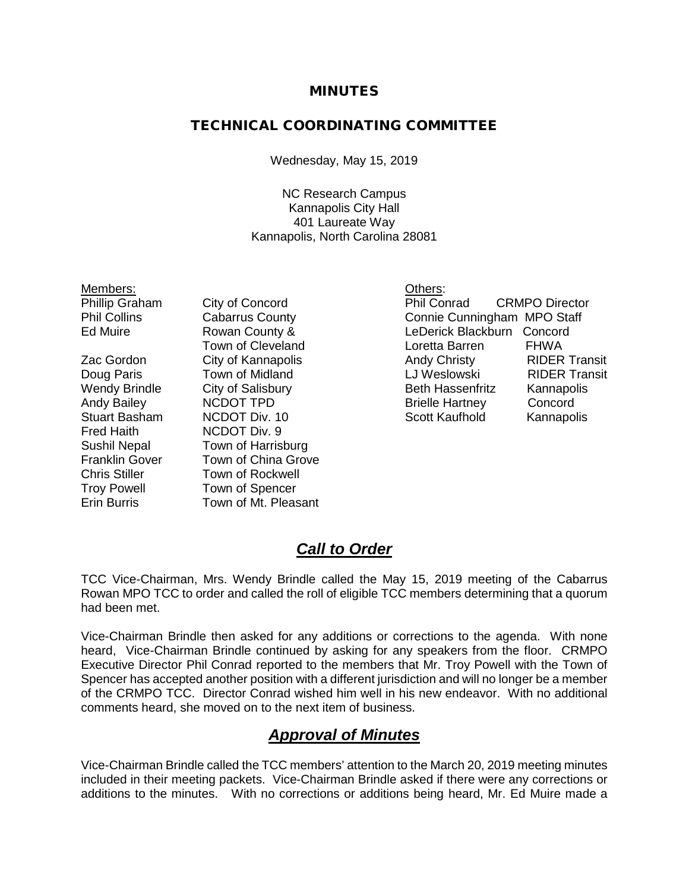# MINUTES

## TECHNICAL COORDINATING COMMITTEE

Wednesday, May 15, 2019

NC Research Campus
Kannapolis City Hall
401 Laureate Way
Kannapolis, North Carolina 28081

Members:

| Name | Jurisdiction |
|---|---|
| Phillip Graham | City of Concord |
| Phil Collins | Cabarrus County |
| Ed Muire | Rowan County & Town of Cleveland |
| Zac Gordon | City of Kannapolis |
| Doug Paris | Town of Midland |
| Wendy Brindle | City of Salisbury |
| Andy Bailey | NCDOT TPD |
| Stuart Basham | NCDOT Div. 10 |
| Fred Haith | NCDOT Div. 9 |
| Sushil Nepal | Town of Harrisburg |
| Franklin Gover | Town of China Grove |
| Chris Stiller | Town of Rockwell |
| Troy Powell | Town of Spencer |
| Erin Burris | Town of Mt. Pleasant |

Others:

| Name | Affiliation |
|---|---|
| Phil Conrad | CRMPO Director |
| Connie Cunningham | MPO Staff |
| LeDerick Blackburn | Concord |
| Loretta Barren | FHWA |
| Andy Christy | RIDER Transit |
| LJ Weslowski | RIDER Transit |
| Beth Hassenfritz | Kannapolis |
| Brielle Hartney | Concord |
| Scott Kaufhold | Kannapolis |

## *Call to Order*

TCC Vice-Chairman, Mrs. Wendy Brindle called the May 15, 2019 meeting of the Cabarrus Rowan MPO TCC to order and called the roll of eligible TCC members determining that a quorum had been met.

Vice-Chairman Brindle then asked for any additions or corrections to the agenda. With none heard, Vice-Chairman Brindle continued by asking for any speakers from the floor. CRMPO Executive Director Phil Conrad reported to the members that Mr. Troy Powell with the Town of Spencer has accepted another position with a different jurisdiction and will no longer be a member of the CRMPO TCC. Director Conrad wished him well in his new endeavor. With no additional comments heard, she moved on to the next item of business.

## *Approval of Minutes*

Vice-Chairman Brindle called the TCC members' attention to the March 20, 2019 meeting minutes included in their meeting packets. Vice-Chairman Brindle asked if there were any corrections or additions to the minutes. With no corrections or additions being heard, Mr. Ed Muire made a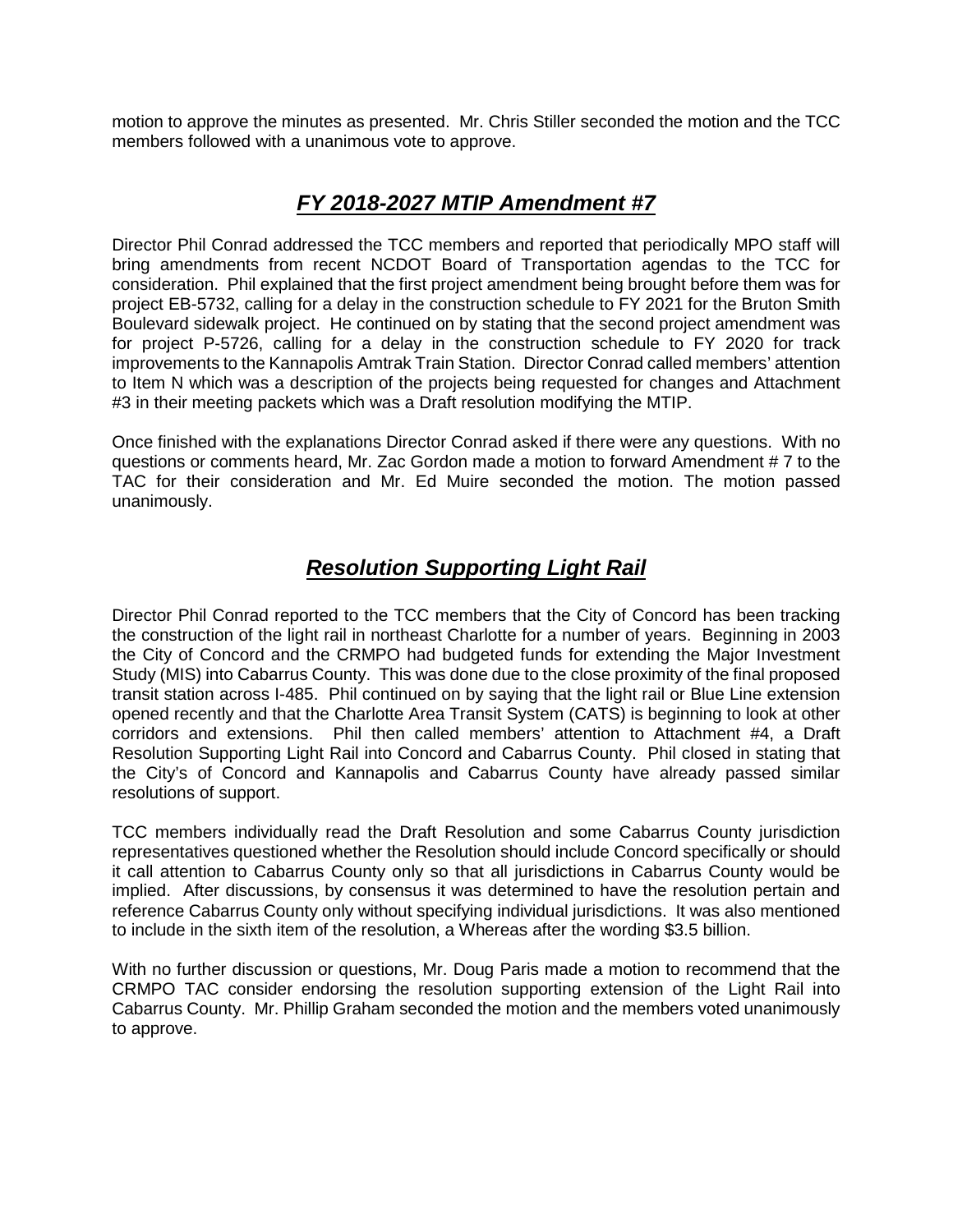motion to approve the minutes as presented. Mr. Chris Stiller seconded the motion and the TCC members followed with a unanimous vote to approve.

## ***FY 2018-2027 MTIP Amendment #7***

Director Phil Conrad addressed the TCC members and reported that periodically MPO staff will bring amendments from recent NCDOT Board of Transportation agendas to the TCC for consideration. Phil explained that the first project amendment being brought before them was for project EB-5732, calling for a delay in the construction schedule to FY 2021 for the Bruton Smith Boulevard sidewalk project. He continued on by stating that the second project amendment was for project P-5726, calling for a delay in the construction schedule to FY 2020 for track improvements to the Kannapolis Amtrak Train Station. Director Conrad called members' attention to Item N which was a description of the projects being requested for changes and Attachment #3 in their meeting packets which was a Draft resolution modifying the MTIP.

Once finished with the explanations Director Conrad asked if there were any questions. With no questions or comments heard, Mr. Zac Gordon made a motion to forward Amendment # 7 to the TAC for their consideration and Mr. Ed Muire seconded the motion. The motion passed unanimously.

## ***Resolution Supporting Light Rail***

Director Phil Conrad reported to the TCC members that the City of Concord has been tracking the construction of the light rail in northeast Charlotte for a number of years. Beginning in 2003 the City of Concord and the CRMPO had budgeted funds for extending the Major Investment Study (MIS) into Cabarrus County. This was done due to the close proximity of the final proposed transit station across I-485. Phil continued on by saying that the light rail or Blue Line extension opened recently and that the Charlotte Area Transit System (CATS) is beginning to look at other corridors and extensions. Phil then called members' attention to Attachment #4, a Draft Resolution Supporting Light Rail into Concord and Cabarrus County. Phil closed in stating that the City's of Concord and Kannapolis and Cabarrus County have already passed similar resolutions of support.

TCC members individually read the Draft Resolution and some Cabarrus County jurisdiction representatives questioned whether the Resolution should include Concord specifically or should it call attention to Cabarrus County only so that all jurisdictions in Cabarrus County would be implied. After discussions, by consensus it was determined to have the resolution pertain and reference Cabarrus County only without specifying individual jurisdictions. It was also mentioned to include in the sixth item of the resolution, a Whereas after the wording $3.5 billion.

With no further discussion or questions, Mr. Doug Paris made a motion to recommend that the CRMPO TAC consider endorsing the resolution supporting extension of the Light Rail into Cabarrus County. Mr. Phillip Graham seconded the motion and the members voted unanimously to approve.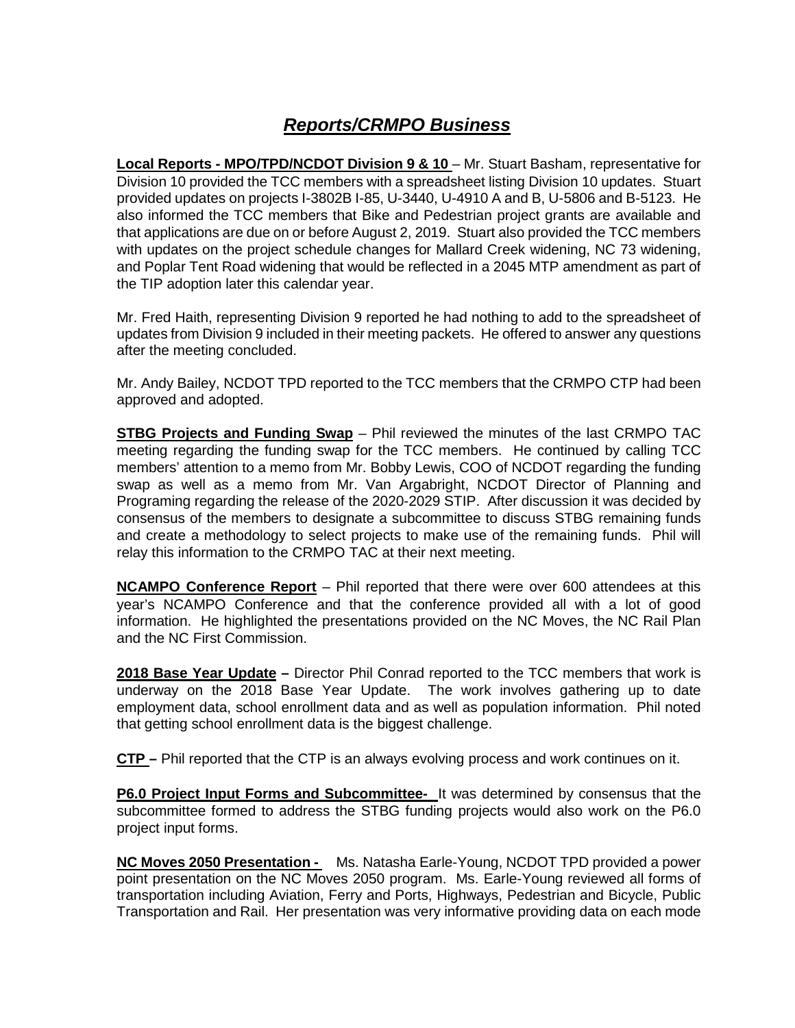## ***Reports/CRMPO Business***

**Local Reports - MPO/TPD/NCDOT Division 9 & 10** – Mr. Stuart Basham, representative for Division 10 provided the TCC members with a spreadsheet listing Division 10 updates. Stuart provided updates on projects I-3802B I-85, U-3440, U-4910 A and B, U-5806 and B-5123. He also informed the TCC members that Bike and Pedestrian project grants are available and that applications are due on or before August 2, 2019. Stuart also provided the TCC members with updates on the project schedule changes for Mallard Creek widening, NC 73 widening, and Poplar Tent Road widening that would be reflected in a 2045 MTP amendment as part of the TIP adoption later this calendar year.

Mr. Fred Haith, representing Division 9 reported he had nothing to add to the spreadsheet of updates from Division 9 included in their meeting packets. He offered to answer any questions after the meeting concluded.

Mr. Andy Bailey, NCDOT TPD reported to the TCC members that the CRMPO CTP had been approved and adopted.

**STBG Projects and Funding Swap** – Phil reviewed the minutes of the last CRMPO TAC meeting regarding the funding swap for the TCC members. He continued by calling TCC members' attention to a memo from Mr. Bobby Lewis, COO of NCDOT regarding the funding swap as well as a memo from Mr. Van Argabright, NCDOT Director of Planning and Programing regarding the release of the 2020-2029 STIP. After discussion it was decided by consensus of the members to designate a subcommittee to discuss STBG remaining funds and create a methodology to select projects to make use of the remaining funds. Phil will relay this information to the CRMPO TAC at their next meeting.

**NCAMPO Conference Report** – Phil reported that there were over 600 attendees at this year's NCAMPO Conference and that the conference provided all with a lot of good information. He highlighted the presentations provided on the NC Moves, the NC Rail Plan and the NC First Commission.

**2018 Base Year Update –** Director Phil Conrad reported to the TCC members that work is underway on the 2018 Base Year Update. The work involves gathering up to date employment data, school enrollment data and as well as population information. Phil noted that getting school enrollment data is the biggest challenge.

**CTP –** Phil reported that the CTP is an always evolving process and work continues on it.

**P6.0 Project Input Forms and Subcommittee-** It was determined by consensus that the subcommittee formed to address the STBG funding projects would also work on the P6.0 project input forms.

**NC Moves 2050 Presentation -** Ms. Natasha Earle-Young, NCDOT TPD provided a power point presentation on the NC Moves 2050 program. Ms. Earle-Young reviewed all forms of transportation including Aviation, Ferry and Ports, Highways, Pedestrian and Bicycle, Public Transportation and Rail. Her presentation was very informative providing data on each mode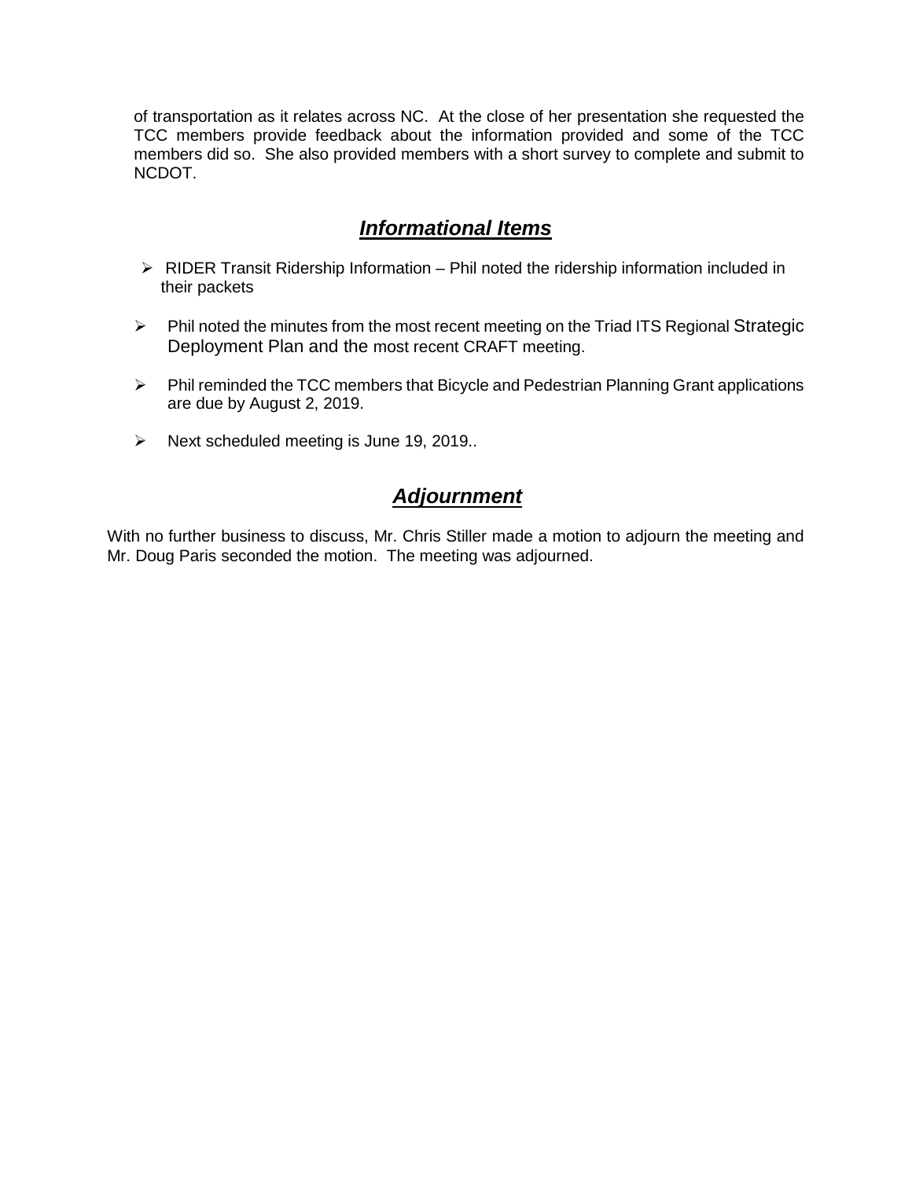of transportation as it relates across NC. At the close of her presentation she requested the TCC members provide feedback about the information provided and some of the TCC members did so. She also provided members with a short survey to complete and submit to NCDOT.

## ***Informational Items***

- RIDER Transit Ridership Information – Phil noted the ridership information included in their packets
- Phil noted the minutes from the most recent meeting on the Triad ITS Regional Strategic Deployment Plan and the most recent CRAFT meeting.
- Phil reminded the TCC members that Bicycle and Pedestrian Planning Grant applications are due by August 2, 2019.
- Next scheduled meeting is June 19, 2019..

## ***Adjournment***

With no further business to discuss, Mr. Chris Stiller made a motion to adjourn the meeting and Mr. Doug Paris seconded the motion. The meeting was adjourned.